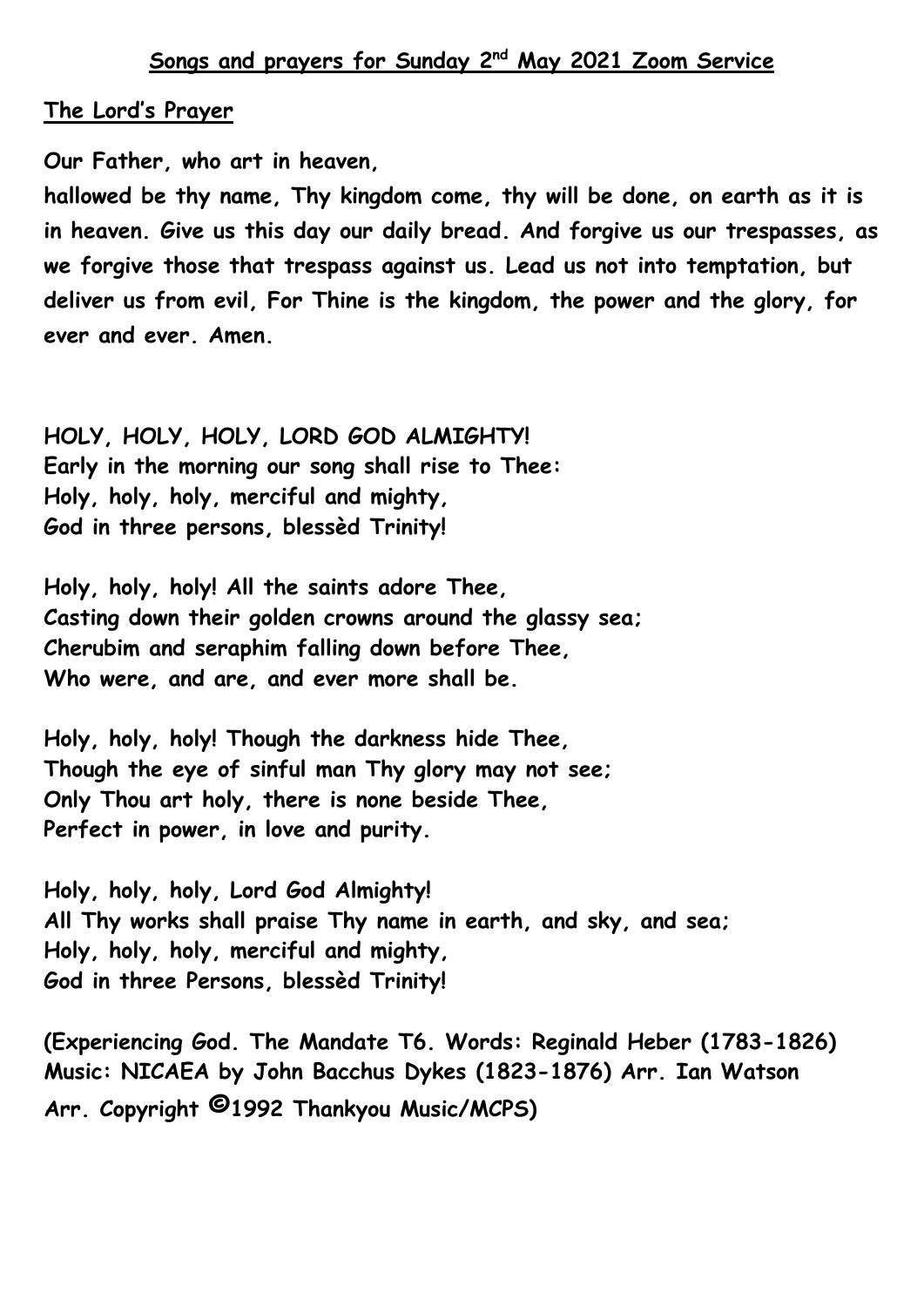## Songs and prayers for Sunday 2nd May 2021 Zoom Service

### The Lord's Prayer

**Our Father, who art in heaven,**
**hallowed be thy name, Thy kingdom come, thy will be done, on earth as it is in heaven. Give us this day our daily bread. And forgive us our trespasses, as we forgive those that trespass against us. Lead us not into temptation, but deliver us from evil, For Thine is the kingdom, the power and the glory, for ever and ever. Amen.**

**HOLY, HOLY, HOLY, LORD GOD ALMIGHTY!**
**Early in the morning our song shall rise to Thee:**
**Holy, holy, holy, merciful and mighty,**
**God in three persons, blessèd Trinity!**

**Holy, holy, holy! All the saints adore Thee,**
**Casting down their golden crowns around the glassy sea;**
**Cherubim and seraphim falling down before Thee,**
**Who were, and are, and ever more shall be.**

**Holy, holy, holy! Though the darkness hide Thee,**
**Though the eye of sinful man Thy glory may not see;**
**Only Thou art holy, there is none beside Thee,**
**Perfect in power, in love and purity.**

**Holy, holy, holy, Lord God Almighty!**
**All Thy works shall praise Thy name in earth, and sky, and sea;**
**Holy, holy, holy, merciful and mighty,**
**God in three Persons, blessèd Trinity!**

**(Experiencing God. The Mandate T6. Words: Reginald Heber (1783-1826) Music: NICAEA by John Bacchus Dykes (1823-1876) Arr. Ian Watson Arr. Copyright ©1992 Thankyou Music/MCPS)**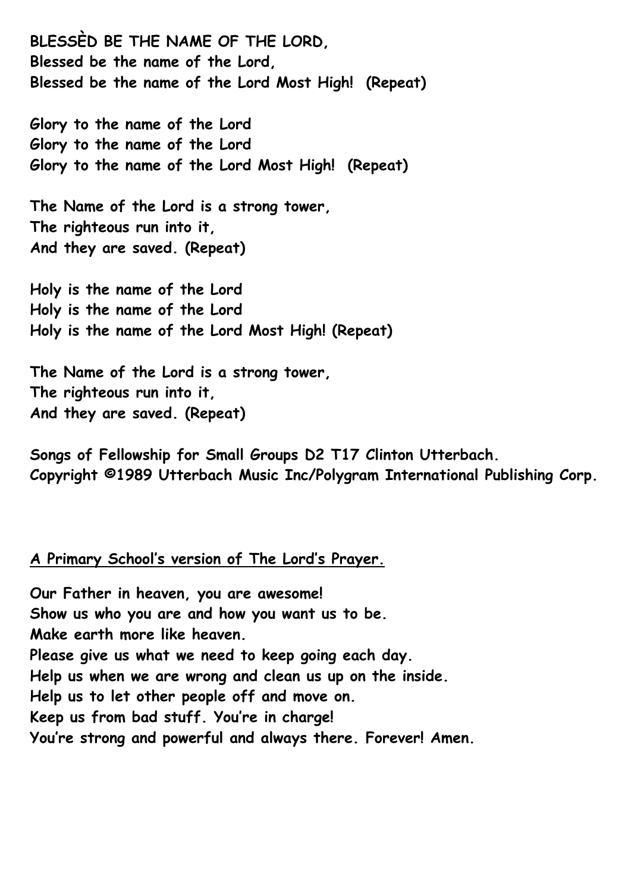**BLESSÈD BE THE NAME OF THE LORD,**
**Blessed be the name of the Lord,**
**Blessed be the name of the Lord Most High! (Repeat)**

**Glory to the name of the Lord**
**Glory to the name of the Lord**
**Glory to the name of the Lord Most High! (Repeat)**

**The Name of the Lord is a strong tower,**
**The righteous run into it,**
**And they are saved. (Repeat)**

**Holy is the name of the Lord**
**Holy is the name of the Lord**
**Holy is the name of the Lord Most High! (Repeat)**

**The Name of the Lord is a strong tower,**
**The righteous run into it,**
**And they are saved. (Repeat)**

**Songs of Fellowship for Small Groups D2 T17 Clinton Utterbach.**
**Copyright ©1989 Utterbach Music Inc/Polygram International Publishing Corp.**

**<u>A Primary School's version of The Lord's Prayer.</u>**

**Our Father in heaven, you are awesome!**
**Show us who you are and how you want us to be.**
**Make earth more like heaven.**
**Please give us what we need to keep going each day.**
**Help us when we are wrong and clean us up on the inside.**
**Help us to let other people off and move on.**
**Keep us from bad stuff. You're in charge!**
**You're strong and powerful and always there. Forever! Amen.**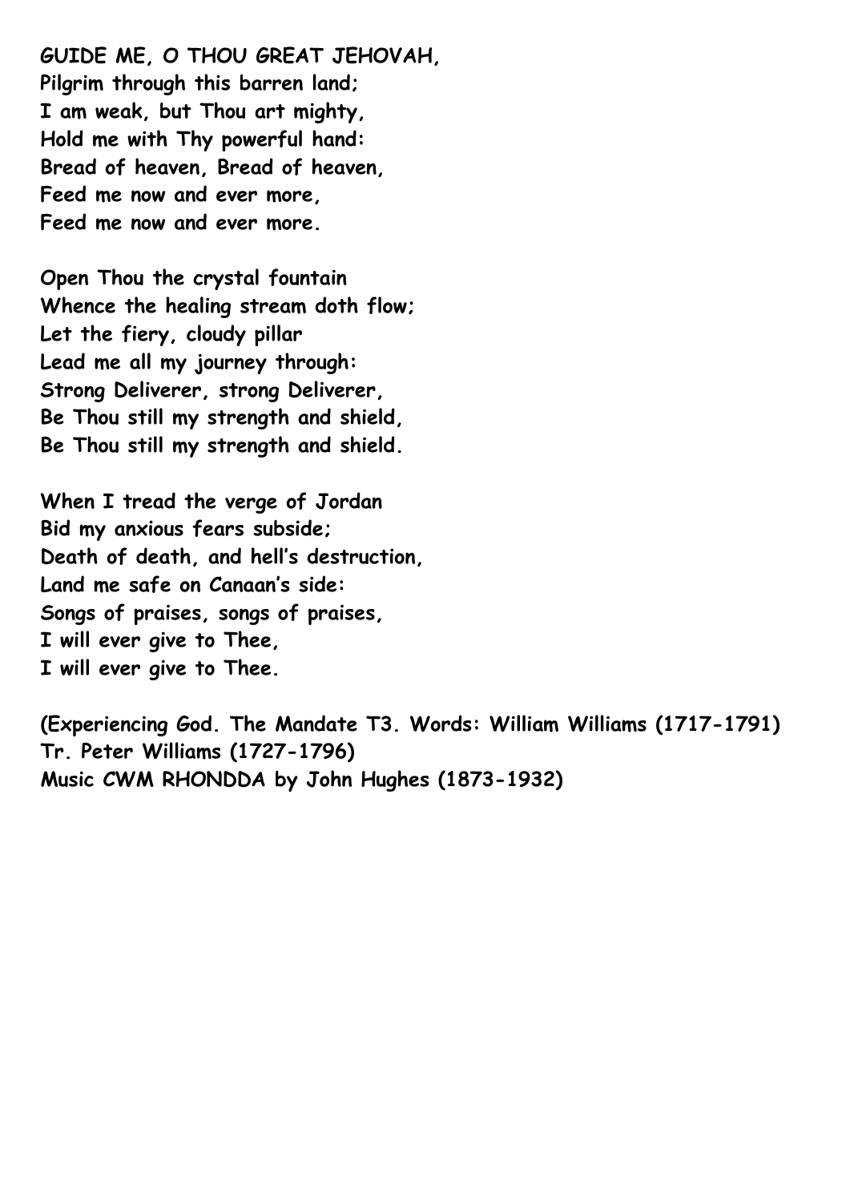**GUIDE ME, O THOU GREAT JEHOVAH,**
**Pilgrim through this barren land;**
**I am weak, but Thou art mighty,**
**Hold me with Thy powerful hand:**
**Bread of heaven, Bread of heaven,**
**Feed me now and ever more,**
**Feed me now and ever more.**

**Open Thou the crystal fountain**
**Whence the healing stream doth flow;**
**Let the fiery, cloudy pillar**
**Lead me all my journey through:**
**Strong Deliverer, strong Deliverer,**
**Be Thou still my strength and shield,**
**Be Thou still my strength and shield.**

**When I tread the verge of Jordan**
**Bid my anxious fears subside;**
**Death of death, and hell's destruction,**
**Land me safe on Canaan's side:**
**Songs of praises, songs of praises,**
**I will ever give to Thee,**
**I will ever give to Thee.**

**(Experiencing God. The Mandate T3. Words: William Williams (1717-1791)**
**Tr. Peter Williams (1727-1796)**
**Music CWM RHONDDA by John Hughes (1873-1932)**